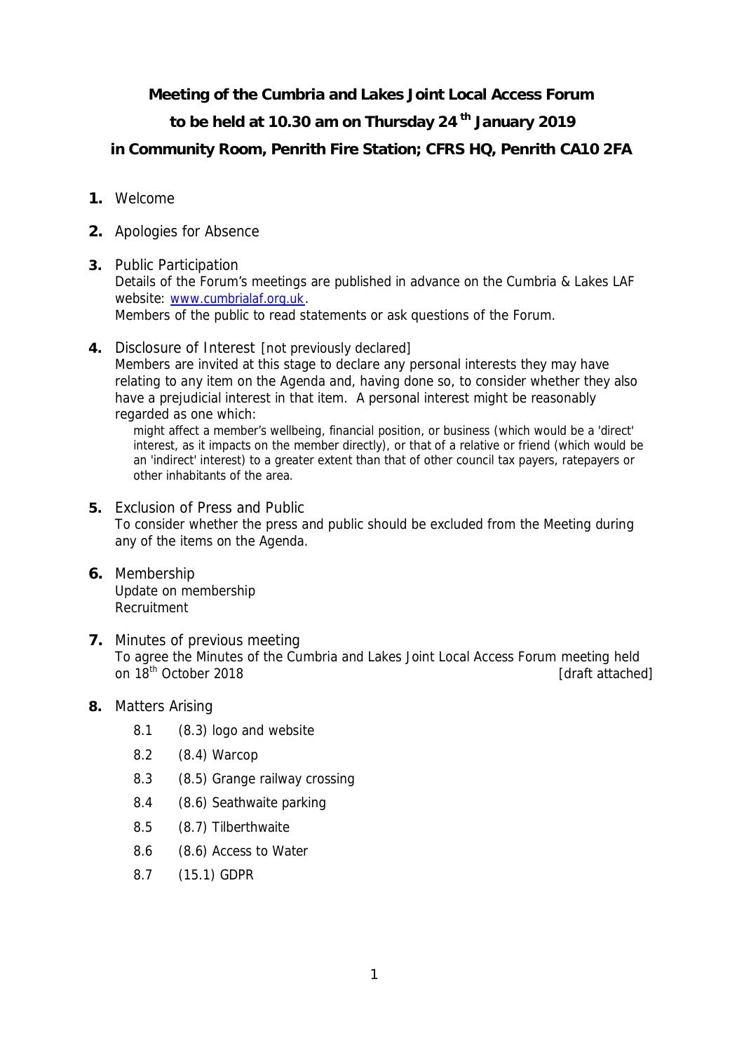**Meeting of the Cumbria and Lakes Joint Local Access Forum**

**to be held at 10.30 am on Thursday 24th January 2019**

**in Community Room, Penrith Fire Station; CFRS HQ, Penrith CA10 2FA**

**1.** Welcome

**2.** Apologies for Absence

**3.** Public Participation
Details of the Forum's meetings are published in advance on the Cumbria & Lakes LAF website: [www.cumbrialaf.org.uk](http://www.cumbrialaf.org.uk).
Members of the public to read statements or ask questions of the Forum.

**4.** Disclosure of Interest [not previously declared]
Members are invited at this stage to declare any personal interests they may have relating to any item on the Agenda and, having done so, to consider whether they also have a prejudicial interest in that item. A personal interest might be reasonably regarded as one which:

> might affect a member's wellbeing, financial position, or business (which would be a 'direct' interest, as it impacts on the member directly), or that of a relative or friend (which would be an 'indirect' interest) to a greater extent than that of other council tax payers, ratepayers or other inhabitants of the area.

**5.** Exclusion of Press and Public
To consider whether the press and public should be excluded from the Meeting during any of the items on the Agenda.

**6.** Membership
Update on membership
Recruitment

**7.** Minutes of previous meeting
To agree the Minutes of the Cumbria and Lakes Joint Local Access Forum meeting held on 18th October 2018 [draft attached]

**8.** Matters Arising

- 8.1 (8.3) logo and website
- 8.2 (8.4) Warcop
- 8.3 (8.5) Grange railway crossing
- 8.4 (8.6) Seathwaite parking
- 8.5 (8.7) Tilberthwaite
- 8.6 (8.6) Access to Water
- 8.7 (15.1) GDPR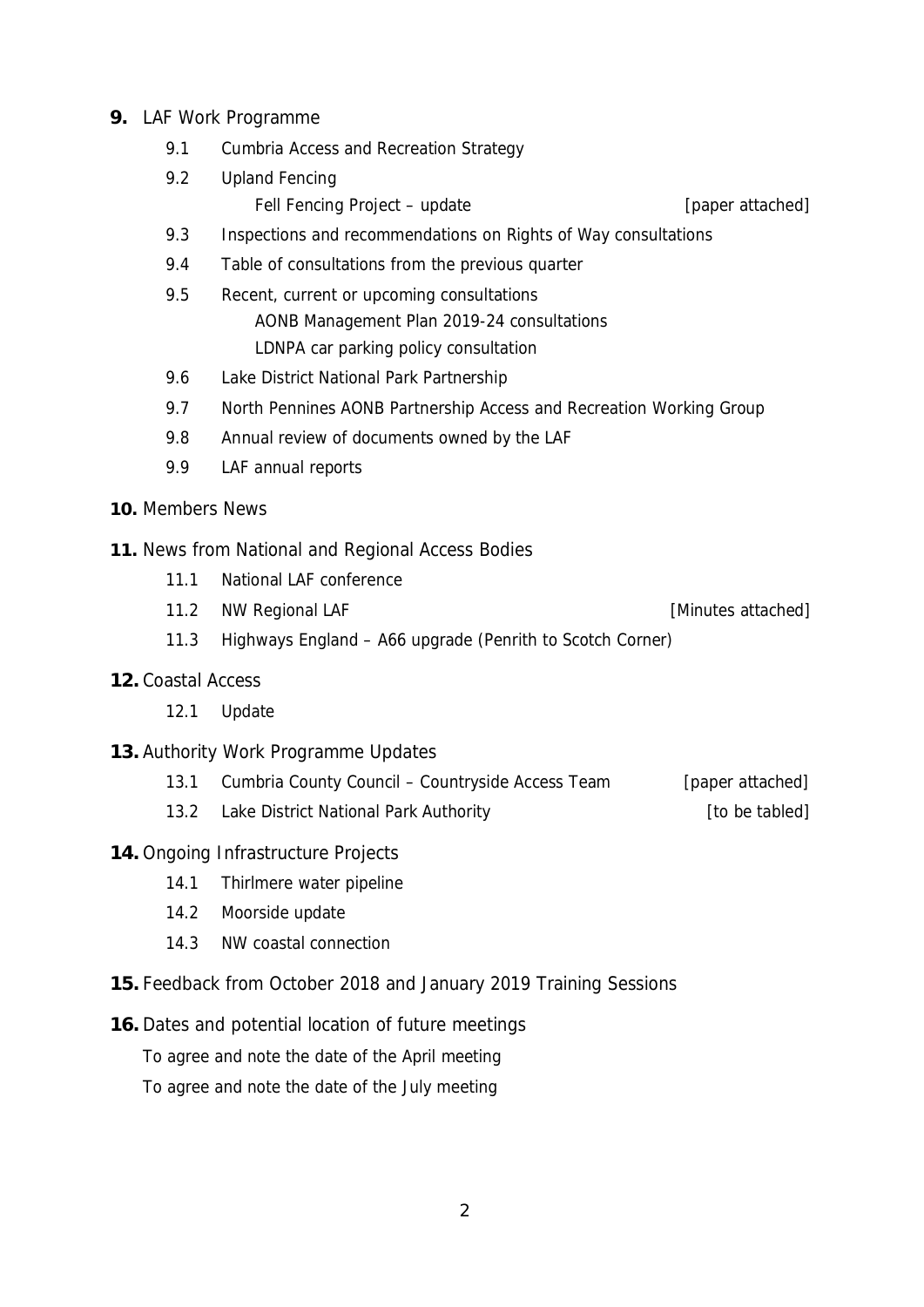**9.** LAF Work Programme

- 9.1 Cumbria Access and Recreation Strategy
- 9.2 Upland Fencing
  - Fell Fencing Project – update [paper attached]
- 9.3 Inspections and recommendations on Rights of Way consultations
- 9.4 Table of consultations from the previous quarter
- 9.5 Recent, current or upcoming consultations
  - AONB Management Plan 2019-24 consultations
  - LDNPA car parking policy consultation
- 9.6 Lake District National Park Partnership
- 9.7 North Pennines AONB Partnership Access and Recreation Working Group
- 9.8 Annual review of documents owned by the LAF
- 9.9 LAF annual reports

**10.** Members News

**11.** News from National and Regional Access Bodies

- 11.1 National LAF conference
- 11.2 NW Regional LAF [Minutes attached]
- 11.3 Highways England – A66 upgrade (Penrith to Scotch Corner)

**12.** Coastal Access

- 12.1 Update

**13.** Authority Work Programme Updates

- 13.1 Cumbria County Council – Countryside Access Team [paper attached]
- 13.2 Lake District National Park Authority [to be tabled]

**14.** Ongoing Infrastructure Projects

- 14.1 Thirlmere water pipeline
- 14.2 Moorside update
- 14.3 NW coastal connection

**15.** Feedback from October 2018 and January 2019 Training Sessions

**16.** Dates and potential location of future meetings

To agree and note the date of the April meeting

To agree and note the date of the July meeting